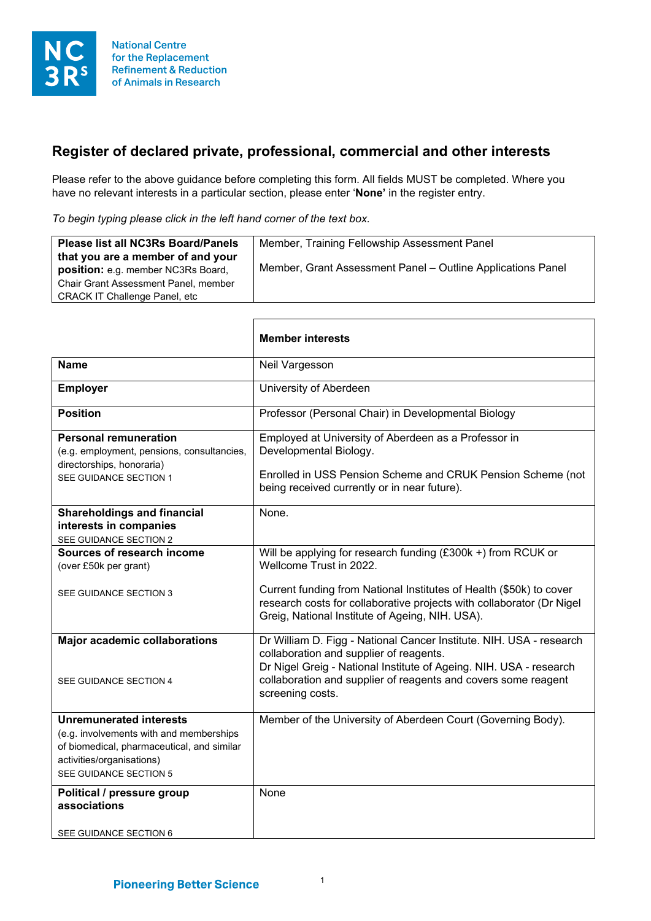National Centre for the Replacement Refinement & Reduction of Animals in Research

## Register of declared private, professional, commercial and other interests

Please refer to the above guidance before completing this form. All fields MUST be completed. Where you have no relevant interests in a particular section, please enter '**None**' in the register entry.

*To begin typing please click in the left hand corner of the text box.*

| **Please list all NC3Rs Board/Panels that you are a member of and your position:** e.g. member NC3Rs Board, Chair Grant Assessment Panel, member CRACK IT Challenge Panel, etc | Member, Training Fellowship Assessment Panel<br><br>Member, Grant Assessment Panel – Outline Applications Panel |
|---|---|

| | **Member interests** |
|---|---|
| **Name** | Neil Vargesson |
| **Employer** | University of Aberdeen |
| **Position** | Professor (Personal Chair) in Developmental Biology |
| **Personal remuneration** (e.g. employment, pensions, consultancies, directorships, honoraria) SEE GUIDANCE SECTION 1 | Employed at University of Aberdeen as a Professor in Developmental Biology.<br><br>Enrolled in USS Pension Scheme and CRUK Pension Scheme (not being received currently or in near future). |
| **Shareholdings and financial interests in companies** SEE GUIDANCE SECTION 2 | None. |
| **Sources of research income** (over £50k per grant) SEE GUIDANCE SECTION 3 | Will be applying for research funding (£300k +) from RCUK or Wellcome Trust in 2022.<br><br>Current funding from National Institutes of Health ($50k) to cover research costs for collaborative projects with collaborator (Dr Nigel Greig, National Institute of Ageing, NIH. USA). |
| **Major academic collaborations** SEE GUIDANCE SECTION 4 | Dr William D. Figg - National Cancer Institute. NIH. USA - research collaboration and supplier of reagents.<br>Dr Nigel Greig - National Institute of Ageing. NIH. USA - research collaboration and supplier of reagents and covers some reagent screening costs. |
| **Unremunerated interests** (e.g. involvements with and memberships of biomedical, pharmaceutical, and similar activities/organisations) SEE GUIDANCE SECTION 5 | Member of the University of Aberdeen Court (Governing Body). |
| **Political / pressure group associations** SEE GUIDANCE SECTION 6 | None |

Pioneering Better Science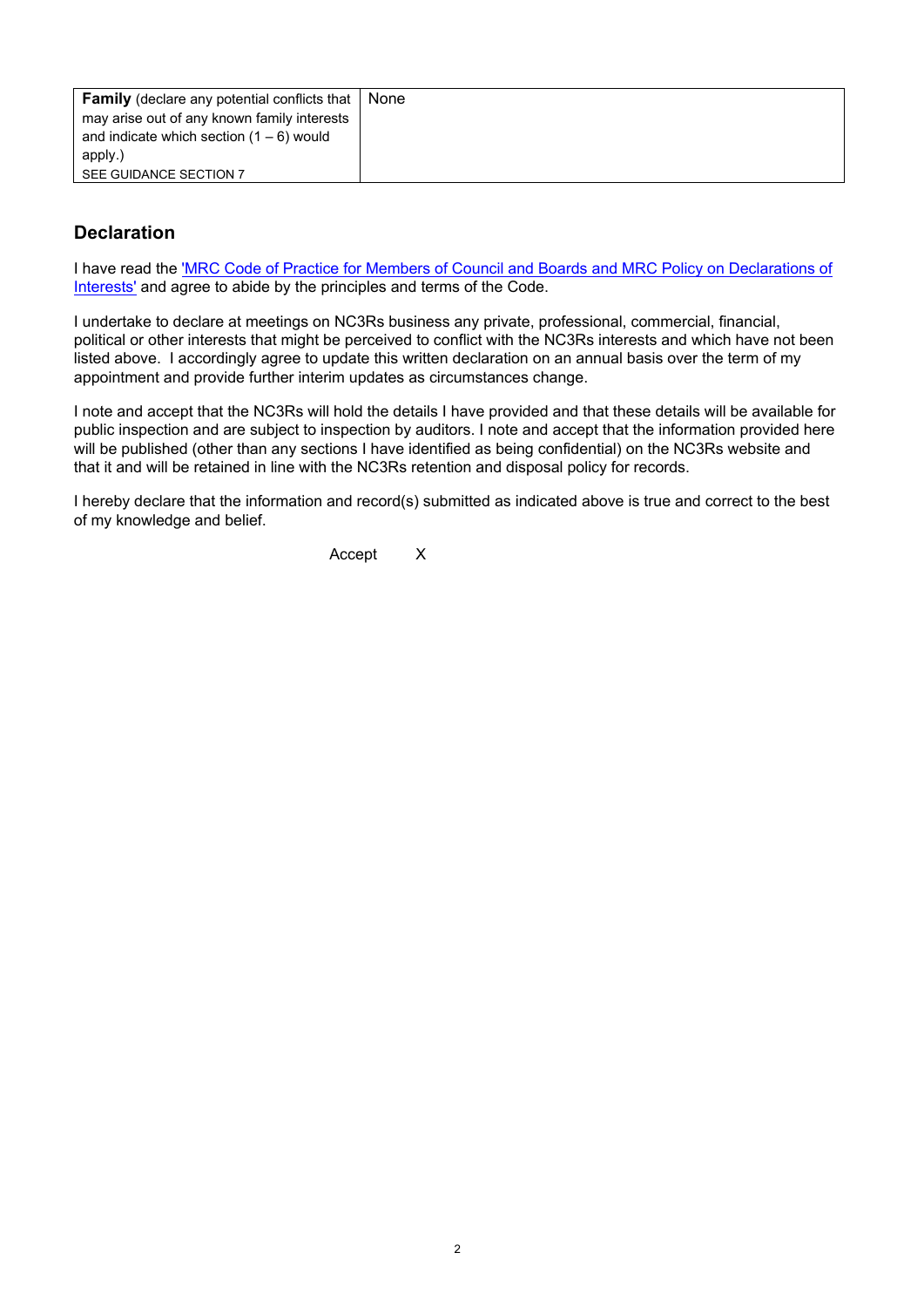| | |
|---|---|
| **Family** (declare any potential conflicts that may arise out of any known family interests and indicate which section (1 – 6) would apply.) SEE GUIDANCE SECTION 7 | None |

## Declaration

I have read the 'MRC Code of Practice for Members of Council and Boards and MRC Policy on Declarations of Interests' and agree to abide by the principles and terms of the Code.

I undertake to declare at meetings on NC3Rs business any private, professional, commercial, financial, political or other interests that might be perceived to conflict with the NC3Rs interests and which have not been listed above. I accordingly agree to update this written declaration on an annual basis over the term of my appointment and provide further interim updates as circumstances change.

I note and accept that the NC3Rs will hold the details I have provided and that these details will be available for public inspection and are subject to inspection by auditors. I note and accept that the information provided here will be published (other than any sections I have identified as being confidential) on the NC3Rs website and that it and will be retained in line with the NC3Rs retention and disposal policy for records.

I hereby declare that the information and record(s) submitted as indicated above is true and correct to the best of my knowledge and belief.

Accept X